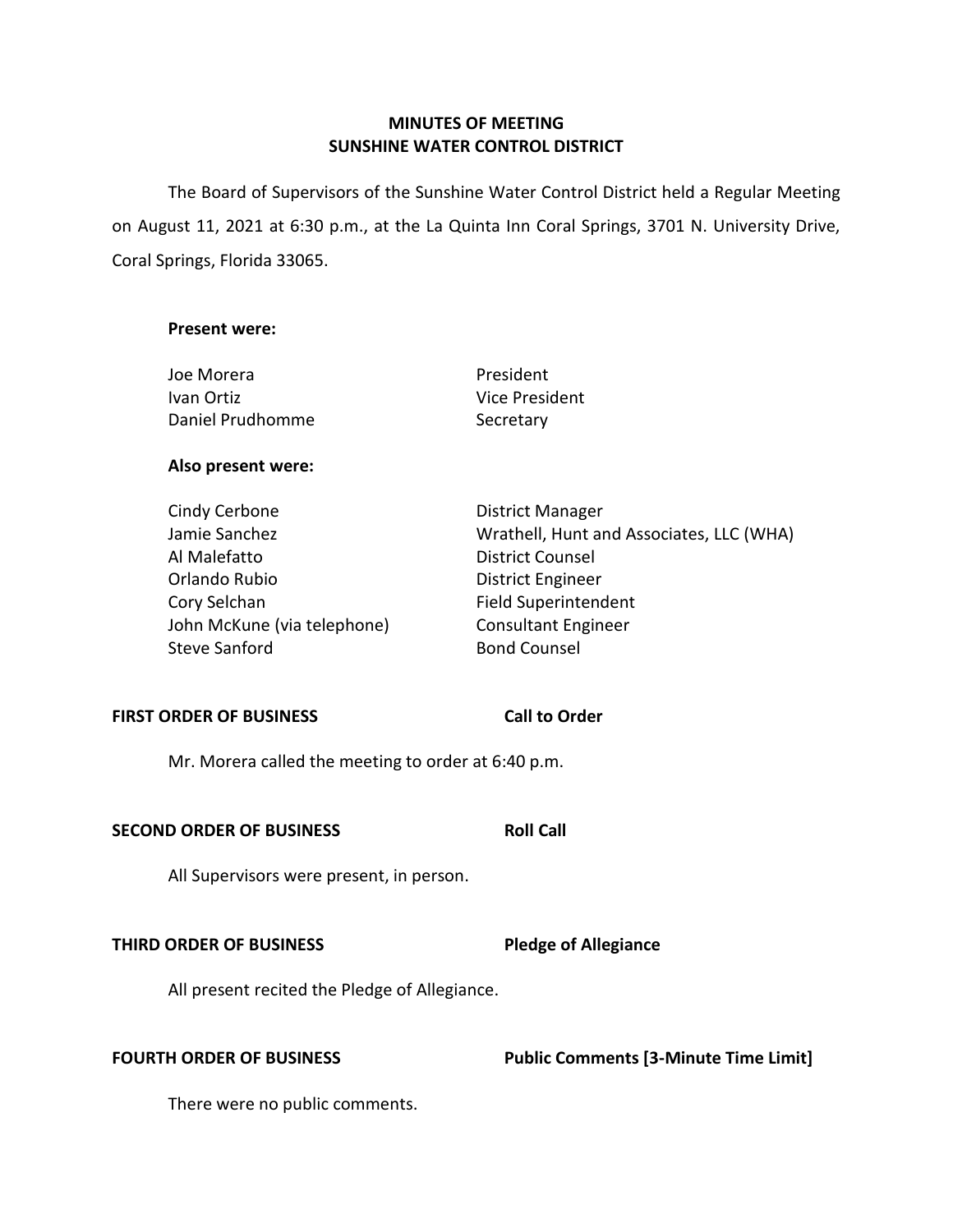# MINUTES OF MEETING
# SUNSHINE WATER CONTROL DISTRICT

The Board of Supervisors of the Sunshine Water Control District held a Regular Meeting on August 11, 2021 at 6:30 p.m., at the La Quinta Inn Coral Springs, 3701 N. University Drive, Coral Springs, Florida 33065.

**Present were:**

| | |
|---|---|
| Joe Morera | President |
| Ivan Ortiz | Vice President |
| Daniel Prudhomme | Secretary |

**Also present were:**

| | |
|---|---|
| Cindy Cerbone | District Manager |
| Jamie Sanchez | Wrathell, Hunt and Associates, LLC (WHA) |
| Al Malefatto | District Counsel |
| Orlando Rubio | District Engineer |
| Cory Selchan | Field Superintendent |
| John McKune (via telephone) | Consultant Engineer |
| Steve Sanford | Bond Counsel |

**FIRST ORDER OF BUSINESS** **Call to Order**

Mr. Morera called the meeting to order at 6:40 p.m.

**SECOND ORDER OF BUSINESS** **Roll Call**

All Supervisors were present, in person.

**THIRD ORDER OF BUSINESS** **Pledge of Allegiance**

All present recited the Pledge of Allegiance.

**FOURTH ORDER OF BUSINESS** **Public Comments [3-Minute Time Limit]**

There were no public comments.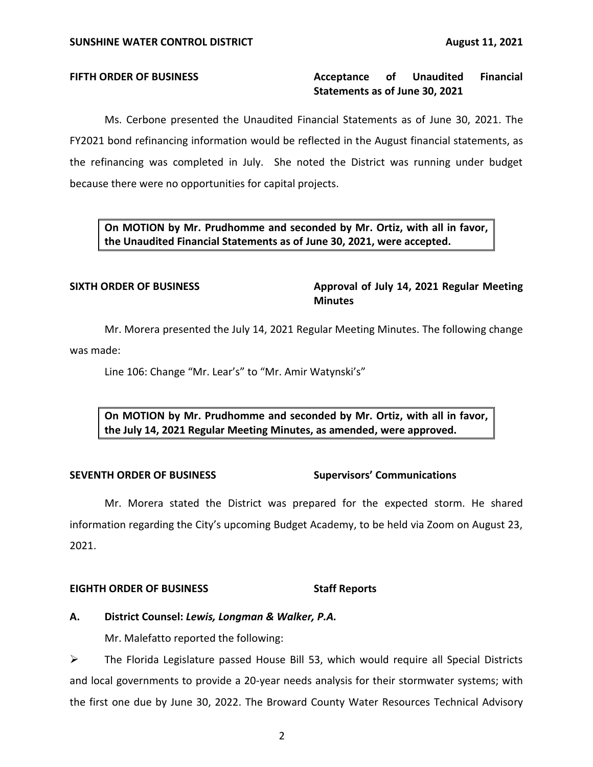**FIFTH ORDER OF BUSINESS** **Acceptance of Unaudited Financial Statements as of June 30, 2021**

Ms. Cerbone presented the Unaudited Financial Statements as of June 30, 2021. The FY2021 bond refinancing information would be reflected in the August financial statements, as the refinancing was completed in July. She noted the District was running under budget because there were no opportunities for capital projects.

> **On MOTION by Mr. Prudhomme and seconded by Mr. Ortiz, with all in favor, the Unaudited Financial Statements as of June 30, 2021, were accepted.**

**SIXTH ORDER OF BUSINESS** **Approval of July 14, 2021 Regular Meeting Minutes**

Mr. Morera presented the July 14, 2021 Regular Meeting Minutes. The following change was made:

Line 106: Change "Mr. Lear's" to "Mr. Amir Watynski's"

> **On MOTION by Mr. Prudhomme and seconded by Mr. Ortiz, with all in favor, the July 14, 2021 Regular Meeting Minutes, as amended, were approved.**

**SEVENTH ORDER OF BUSINESS** **Supervisors' Communications**

Mr. Morera stated the District was prepared for the expected storm. He shared information regarding the City's upcoming Budget Academy, to be held via Zoom on August 23, 2021.

**EIGHTH ORDER OF BUSINESS** **Staff Reports**

**A. District Counsel: *Lewis, Longman & Walker, P.A.***

Mr. Malefatto reported the following:

- The Florida Legislature passed House Bill 53, which would require all Special Districts and local governments to provide a 20-year needs analysis for their stormwater systems; with the first one due by June 30, 2022. The Broward County Water Resources Technical Advisory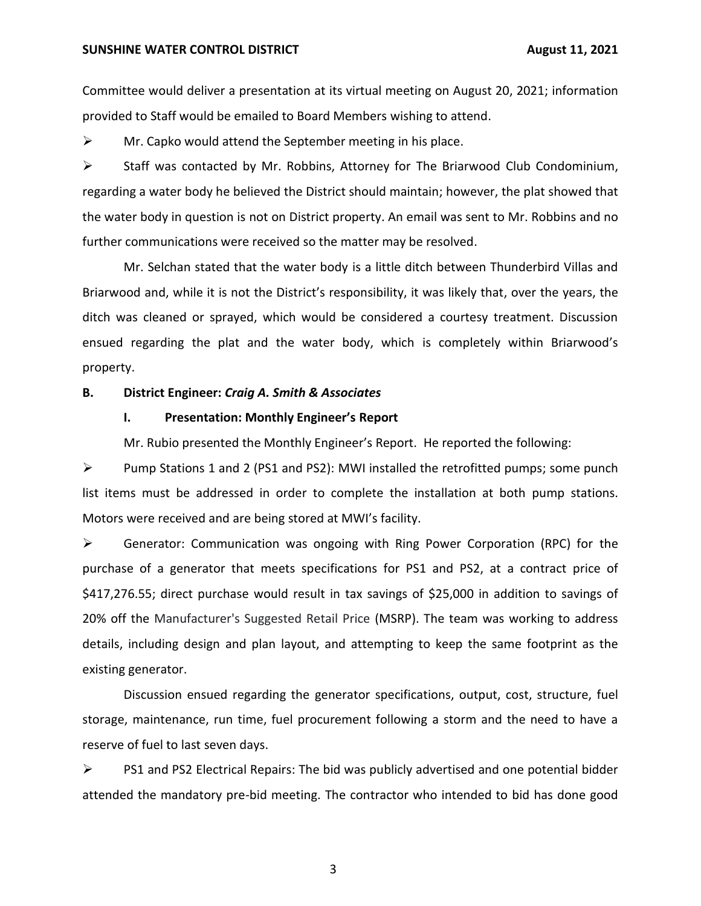Committee would deliver a presentation at its virtual meeting on August 20, 2021; information provided to Staff would be emailed to Board Members wishing to attend.

- Mr. Capko would attend the September meeting in his place.
- Staff was contacted by Mr. Robbins, Attorney for The Briarwood Club Condominium, regarding a water body he believed the District should maintain; however, the plat showed that the water body in question is not on District property. An email was sent to Mr. Robbins and no further communications were received so the matter may be resolved.

Mr. Selchan stated that the water body is a little ditch between Thunderbird Villas and Briarwood and, while it is not the District's responsibility, it was likely that, over the years, the ditch was cleaned or sprayed, which would be considered a courtesy treatment. Discussion ensued regarding the plat and the water body, which is completely within Briarwood's property.

**B. District Engineer: *Craig A. Smith & Associates***

**I. Presentation: Monthly Engineer's Report**

Mr. Rubio presented the Monthly Engineer's Report. He reported the following:

- Pump Stations 1 and 2 (PS1 and PS2): MWI installed the retrofitted pumps; some punch list items must be addressed in order to complete the installation at both pump stations. Motors were received and are being stored at MWI's facility.
- Generator: Communication was ongoing with Ring Power Corporation (RPC) for the purchase of a generator that meets specifications for PS1 and PS2, at a contract price of $417,276.55; direct purchase would result in tax savings of $25,000 in addition to savings of 20% off the Manufacturer's Suggested Retail Price (MSRP). The team was working to address details, including design and plan layout, and attempting to keep the same footprint as the existing generator.

Discussion ensued regarding the generator specifications, output, cost, structure, fuel storage, maintenance, run time, fuel procurement following a storm and the need to have a reserve of fuel to last seven days.

- PS1 and PS2 Electrical Repairs: The bid was publicly advertised and one potential bidder attended the mandatory pre-bid meeting. The contractor who intended to bid has done good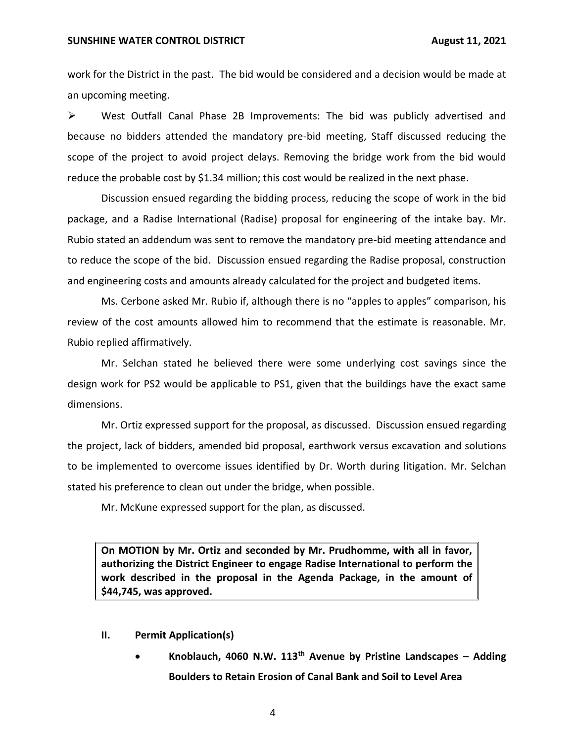work for the District in the past. The bid would be considered and a decision would be made at an upcoming meeting.

➢ West Outfall Canal Phase 2B Improvements: The bid was publicly advertised and because no bidders attended the mandatory pre-bid meeting, Staff discussed reducing the scope of the project to avoid project delays. Removing the bridge work from the bid would reduce the probable cost by $1.34 million; this cost would be realized in the next phase.

Discussion ensued regarding the bidding process, reducing the scope of work in the bid package, and a Radise International (Radise) proposal for engineering of the intake bay. Mr. Rubio stated an addendum was sent to remove the mandatory pre-bid meeting attendance and to reduce the scope of the bid. Discussion ensued regarding the Radise proposal, construction and engineering costs and amounts already calculated for the project and budgeted items.

Ms. Cerbone asked Mr. Rubio if, although there is no "apples to apples" comparison, his review of the cost amounts allowed him to recommend that the estimate is reasonable. Mr. Rubio replied affirmatively.

Mr. Selchan stated he believed there were some underlying cost savings since the design work for PS2 would be applicable to PS1, given that the buildings have the exact same dimensions.

Mr. Ortiz expressed support for the proposal, as discussed. Discussion ensued regarding the project, lack of bidders, amended bid proposal, earthwork versus excavation and solutions to be implemented to overcome issues identified by Dr. Worth during litigation. Mr. Selchan stated his preference to clean out under the bridge, when possible.

Mr. McKune expressed support for the plan, as discussed.

**On MOTION by Mr. Ortiz and seconded by Mr. Prudhomme, with all in favor, authorizing the District Engineer to engage Radise International to perform the work described in the proposal in the Agenda Package, in the amount of $44,745, was approved.**

**II. Permit Application(s)**

- **Knoblauch, 4060 N.W. 113th Avenue by Pristine Landscapes – Adding Boulders to Retain Erosion of Canal Bank and Soil to Level Area**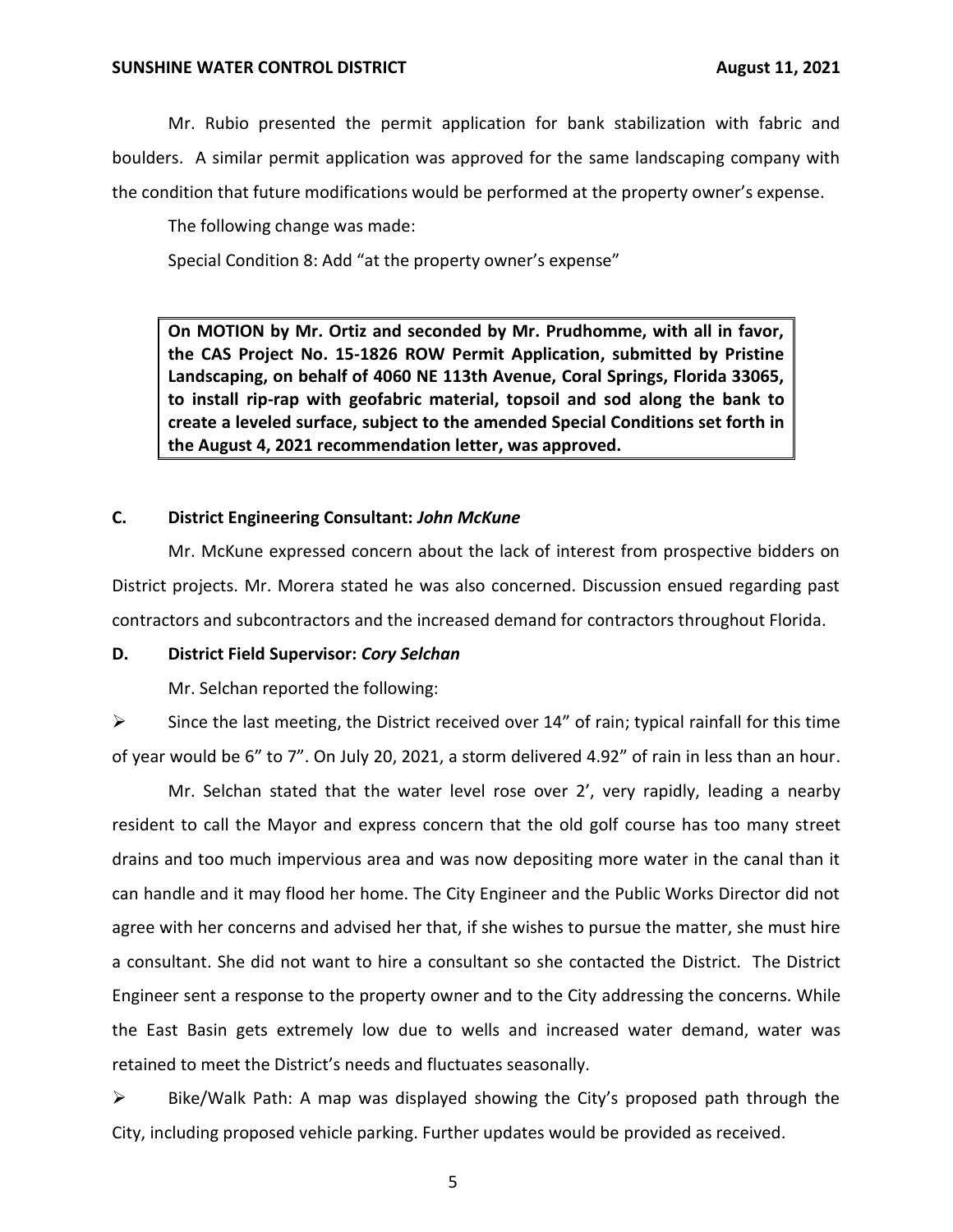Mr. Rubio presented the permit application for bank stabilization with fabric and boulders. A similar permit application was approved for the same landscaping company with the condition that future modifications would be performed at the property owner's expense.

The following change was made:

Special Condition 8: Add "at the property owner's expense"

> **On MOTION by Mr. Ortiz and seconded by Mr. Prudhomme, with all in favor, the CAS Project No. 15-1826 ROW Permit Application, submitted by Pristine Landscaping, on behalf of 4060 NE 113th Avenue, Coral Springs, Florida 33065, to install rip-rap with geofabric material, topsoil and sod along the bank to create a leveled surface, subject to the amended Special Conditions set forth in the August 4, 2021 recommendation letter, was approved.**

### C. District Engineering Consultant: *John McKune*

Mr. McKune expressed concern about the lack of interest from prospective bidders on District projects. Mr. Morera stated he was also concerned. Discussion ensued regarding past contractors and subcontractors and the increased demand for contractors throughout Florida.

### D. District Field Supervisor: *Cory Selchan*

Mr. Selchan reported the following:

- Since the last meeting, the District received over 14" of rain; typical rainfall for this time of year would be 6" to 7". On July 20, 2021, a storm delivered 4.92" of rain in less than an hour.

Mr. Selchan stated that the water level rose over 2', very rapidly, leading a nearby resident to call the Mayor and express concern that the old golf course has too many street drains and too much impervious area and was now depositing more water in the canal than it can handle and it may flood her home. The City Engineer and the Public Works Director did not agree with her concerns and advised her that, if she wishes to pursue the matter, she must hire a consultant. She did not want to hire a consultant so she contacted the District. The District Engineer sent a response to the property owner and to the City addressing the concerns. While the East Basin gets extremely low due to wells and increased water demand, water was retained to meet the District's needs and fluctuates seasonally.

- Bike/Walk Path: A map was displayed showing the City's proposed path through the City, including proposed vehicle parking. Further updates would be provided as received.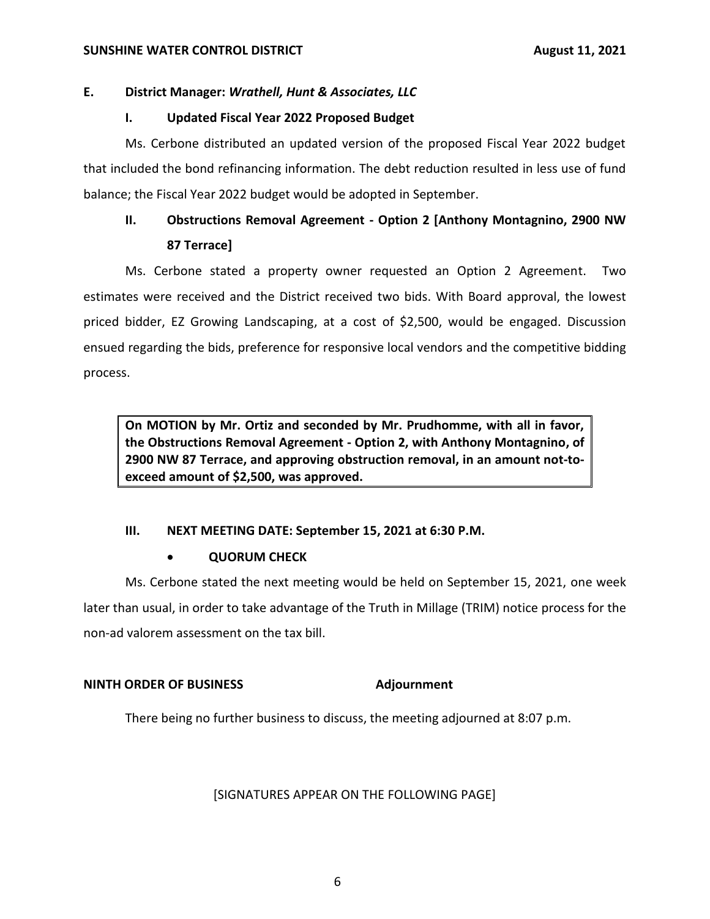## E. District Manager: *Wrathell, Hunt & Associates, LLC*

### I. Updated Fiscal Year 2022 Proposed Budget

Ms. Cerbone distributed an updated version of the proposed Fiscal Year 2022 budget that included the bond refinancing information. The debt reduction resulted in less use of fund balance; the Fiscal Year 2022 budget would be adopted in September.

### II. Obstructions Removal Agreement - Option 2 [Anthony Montagnino, 2900 NW 87 Terrace]

Ms. Cerbone stated a property owner requested an Option 2 Agreement. Two estimates were received and the District received two bids. With Board approval, the lowest priced bidder, EZ Growing Landscaping, at a cost of $2,500, would be engaged. Discussion ensued regarding the bids, preference for responsive local vendors and the competitive bidding process.

> **On MOTION by Mr. Ortiz and seconded by Mr. Prudhomme, with all in favor, the Obstructions Removal Agreement - Option 2, with Anthony Montagnino, of 2900 NW 87 Terrace, and approving obstruction removal, in an amount not-to-exceed amount of $2,500, was approved.**

### III. NEXT MEETING DATE: September 15, 2021 at 6:30 P.M.

- **QUORUM CHECK**

Ms. Cerbone stated the next meeting would be held on September 15, 2021, one week later than usual, in order to take advantage of the Truth in Millage (TRIM) notice process for the non-ad valorem assessment on the tax bill.

**NINTH ORDER OF BUSINESS** **Adjournment**

There being no further business to discuss, the meeting adjourned at 8:07 p.m.

[SIGNATURES APPEAR ON THE FOLLOWING PAGE]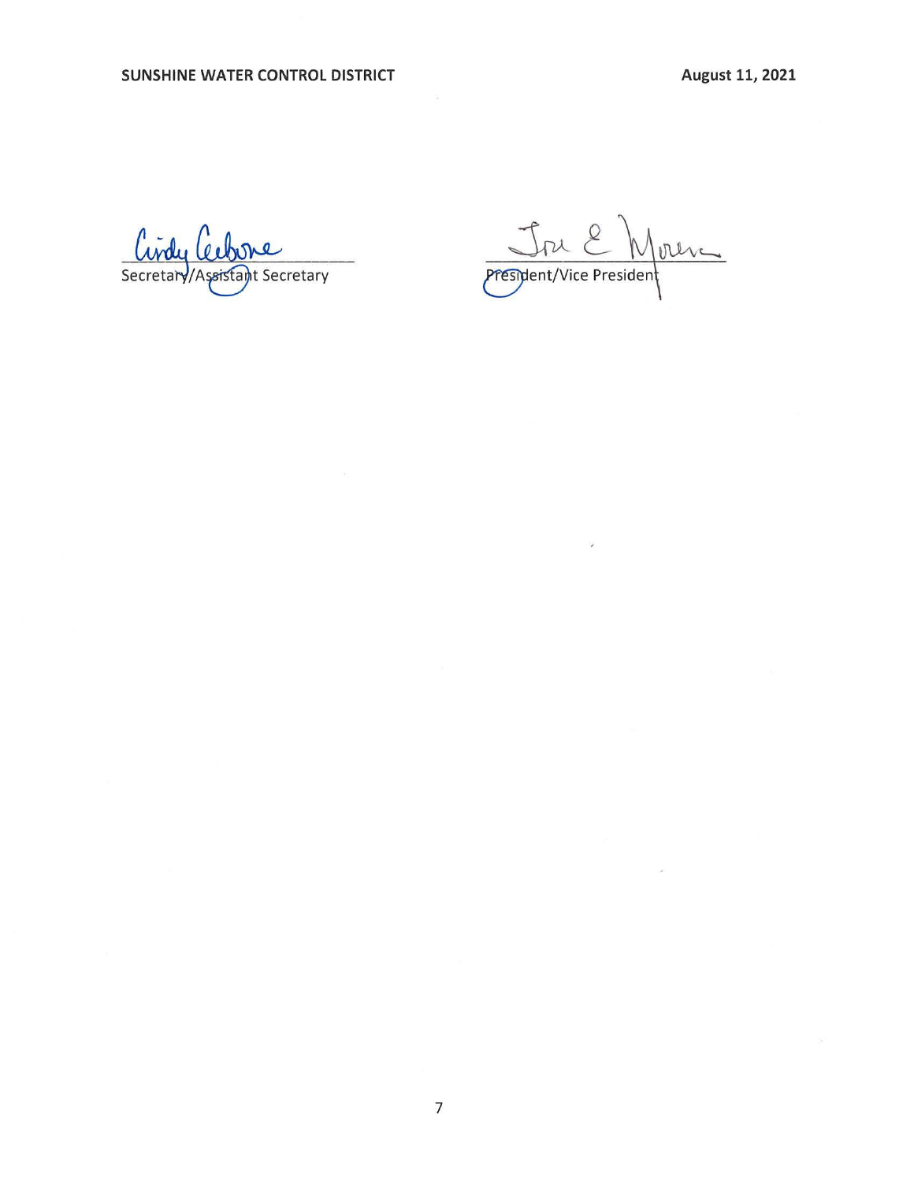Cindy Ceebone
Secretary/Assistant Secretary

Joe E Moren
President/Vice President